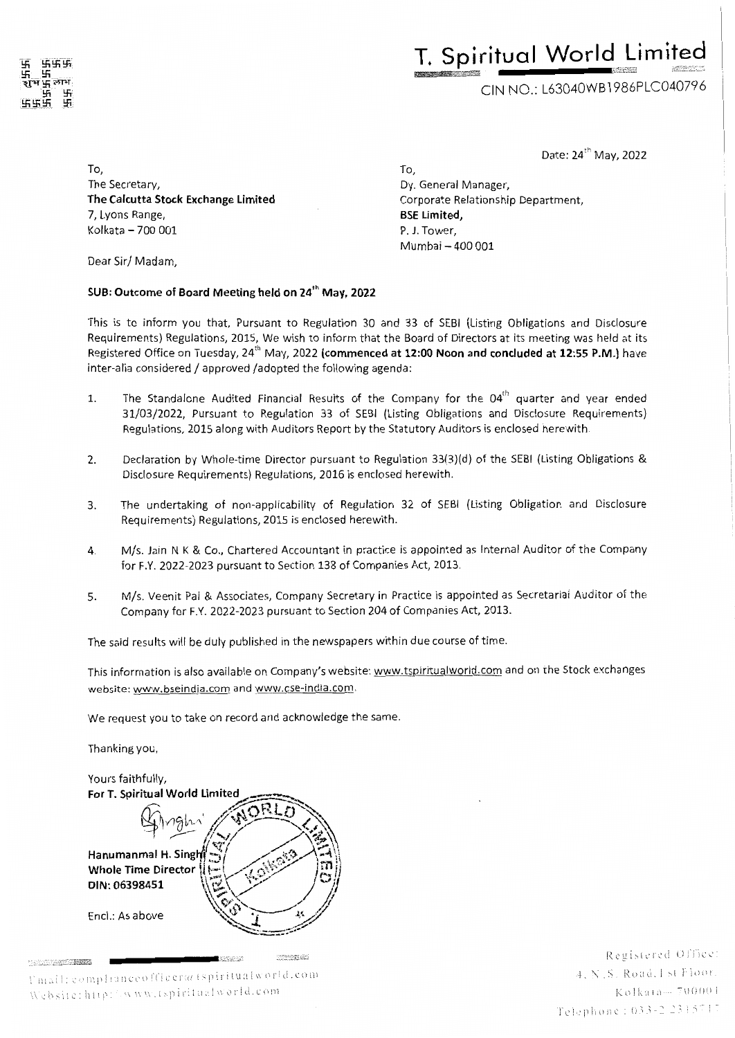# T. Spiritual World Limited

CIN NO.: L63040WB1986PLC040796

Date: 24th May, 2022

To,
The Secretary,
**The Calcutta Stock Exchange Limited**
7, Lyons Range,
Kolkata – 700 001

To,
Dy. General Manager,
Corporate Relationship Department,
**BSE Limited,**
P. J. Tower,
Mumbai – 400 001

Dear Sir/ Madam,

**SUB: Outcome of Board Meeting held on 24th May, 2022**

This is to inform you that, Pursuant to Regulation 30 and 33 of SEBI (Listing Obligations and Disclosure Requirements) Regulations, 2015, We wish to inform that the Board of Directors at its meeting was held at its Registered Office on Tuesday, 24th May, 2022 **(commenced at 12:00 Noon and concluded at 12:55 P.M.)** have inter-alia considered / approved /adopted the following agenda:

1. The Standalone Audited Financial Results of the Company for the 04th quarter and year ended 31/03/2022, Pursuant to Regulation 33 of SEBI (Listing Obligations and Disclosure Requirements) Regulations, 2015 along with Auditors Report by the Statutory Auditors is enclosed herewith.

2. Declaration by Whole-time Director pursuant to Regulation 33(3)(d) of the SEBI (Listing Obligations & Disclosure Requirements) Regulations, 2016 is enclosed herewith.

3. The undertaking of non-applicability of Regulation 32 of SEBI (Listing Obligation and Disclosure Requirements) Regulations, 2015 is enclosed herewith.

4. M/s. Jain N K & Co., Chartered Accountant in practice is appointed as Internal Auditor of the Company for F.Y. 2022-2023 pursuant to Section 138 of Companies Act, 2013.

5. M/s. Veenit Pal & Associates, Company Secretary in Practice is appointed as Secretarial Auditor of the Company for F.Y. 2022-2023 pursuant to Section 204 of Companies Act, 2013.

The said results will be duly published in the newspapers within due course of time.

This information is also available on Company's website: www.tspiritualworld.com and on the Stock exchanges website: www.bseindia.com and www.cse-india.com.

We request you to take on record and acknowledge the same.

Thanking you,

Yours faithfully,
**For T. Spiritual World Limited**

**Hanumanmal H. Singhi**
**Whole Time Director**
**DIN: 06398451**

Encl.: As above

Email: complianceofficer@tspiritualworld.com
Website: http://www.tspiritualworld.com

Registered Office:
4, N.S. Road, 1st Floor,
Kolkata – 700001
Telephone: 033-2 2315717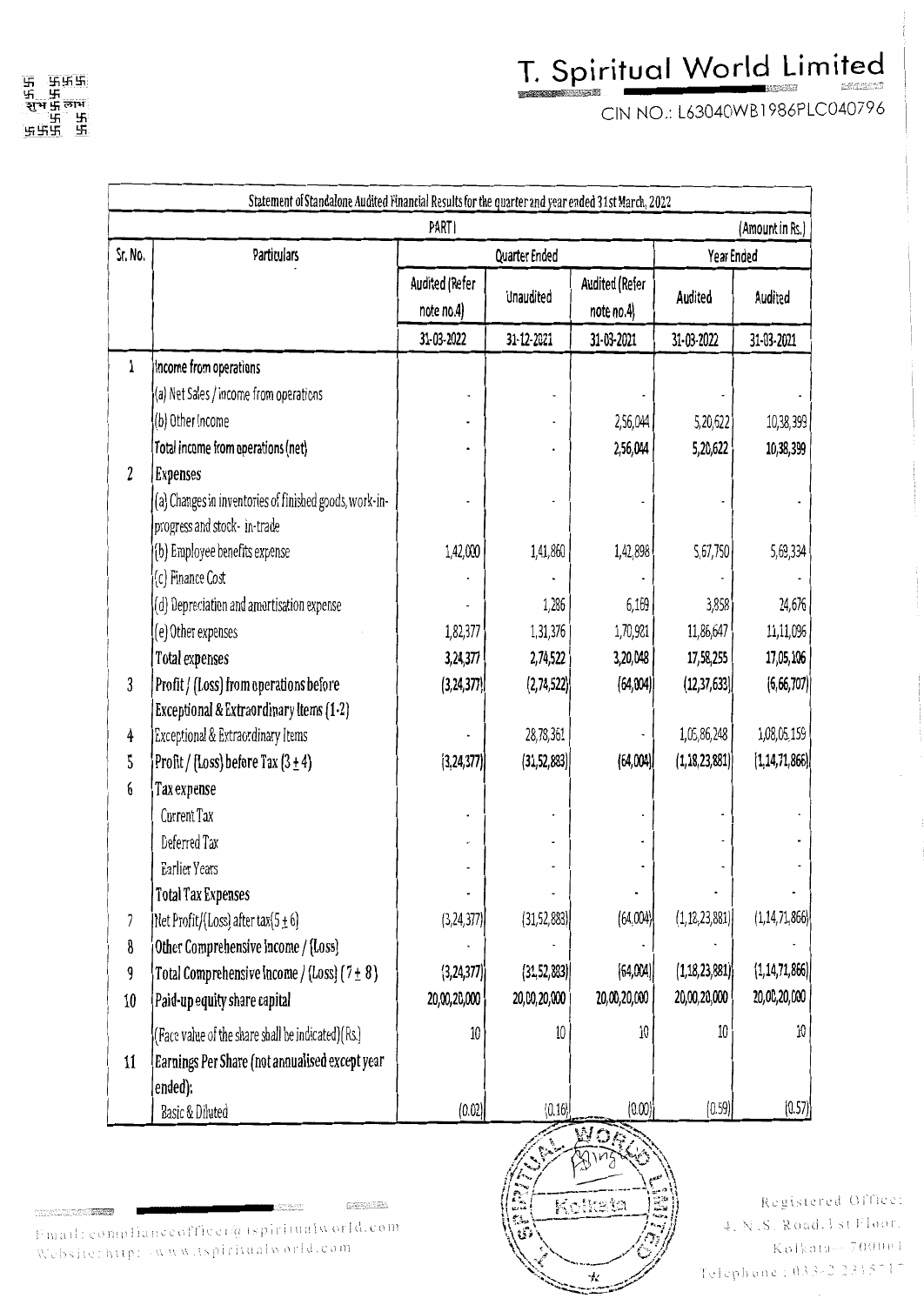# T. Spiritual World Limited

CIN NO.: L63040WB1986PLC040796

Statement of Standalone Audited Financial Results for the quarter and year ended 31st March, 2022

PART I (Amount in Rs.)

| Sr. No. | Particulars | Quarter Ended | | | Year Ended | |
|---|---|---|---|---|---|---|
| | | Audited (Refer note no.4) | Unaudited | Audited (Refer note no.4) | Audited | Audited |
| | | 31-03-2022 | 31-12-2021 | 31-03-2021 | 31-03-2022 | 31-03-2021 |
| 1 | Income from operations | | | | | |
| | (a) Net Sales / income from operations | - | - | - | - | - |
| | (b) Other Income | - | - | 2,56,044 | 5,20,622 | 10,38,399 |
| | **Total income from operations (net)** | - | - | **2,56,044** | **5,20,622** | **10,38,399** |
| 2 | **Expenses** | | | | | |
| | (a) Changes in inventories of finished goods, work-in-progress and stock- in-trade | - | - | - | - | - |
| | (b) Employee benefits expense | 1,42,000 | 1,41,860 | 1,42,898 | 5,67,750 | 5,69,334 |
| | (c) Finance Cost | - | - | - | - | - |
| | (d) Depreciation and amortisation expense | - | 1,286 | 6,169 | 3,858 | 24,676 |
| | (e) Other expenses | 1,82,377 | 1,31,376 | 1,70,981 | 11,86,647 | 11,11,096 |
| | **Total expenses** | **3,24,377** | **2,74,522** | **3,20,048** | **17,58,255** | **17,05,106** |
| 3 | **Profit / (Loss) from operations before Exceptional & Extraordinary Items (1-2)** | (3,24,377) | (2,74,522) | (64,004) | (12,37,633) | (6,66,707) |
| 4 | Exceptional & Extraordinary Items | - | 28,78,361 | - | 1,05,86,248 | 1,08,05,159 |
| 5 | **Profit / (Loss) before Tax (3 ± 4)** | (3,24,377) | (31,52,883) | (64,004) | (1,18,23,881) | (1,14,71,866) |
| 6 | **Tax expense** | | | | | |
| | Current Tax | - | - | - | - | - |
| | Deferred Tax | - | - | - | - | - |
| | Earlier Years | - | - | - | - | - |
| | **Total Tax Expenses** | - | - | - | - | - |
| 7 | Net Profit/(Loss) after tax(5 ± 6) | (3,24,377) | (31,52,883) | (64,004) | (1,18,23,881) | (1,14,71,866) |
| 8 | **Other Comprehensive Income / (Loss)** | - | - | - | - | - |
| 9 | **Total Comprehensive Income / (Loss) (7 ± 8)** | (3,24,377) | (31,52,883) | (64,004) | (1,18,23,881) | (1,14,71,866) |
| 10 | **Paid-up equity share capital** | 20,00,20,000 | 20,00,20,000 | 20,00,20,000 | 20,00,20,000 | 20,00,20,000 |
| | (Face value of the share shall be indicated)(Rs.) | 10 | 10 | 10 | 10 | 10 |
| 11 | **Earnings Per Share (not annualised except year ended):** | | | | | |
| | Basic & Diluted | (0.02) | (0.16) | (0.00) | (0.59) | (0.57) |

Email: complianceofficer@tspiritualworld.com
Website: http://www.tspiritualworld.com

Registered Office:
4, N.S. Road, 1st Floor,
Kolkata - 700001
Telephone: 033-2 2315717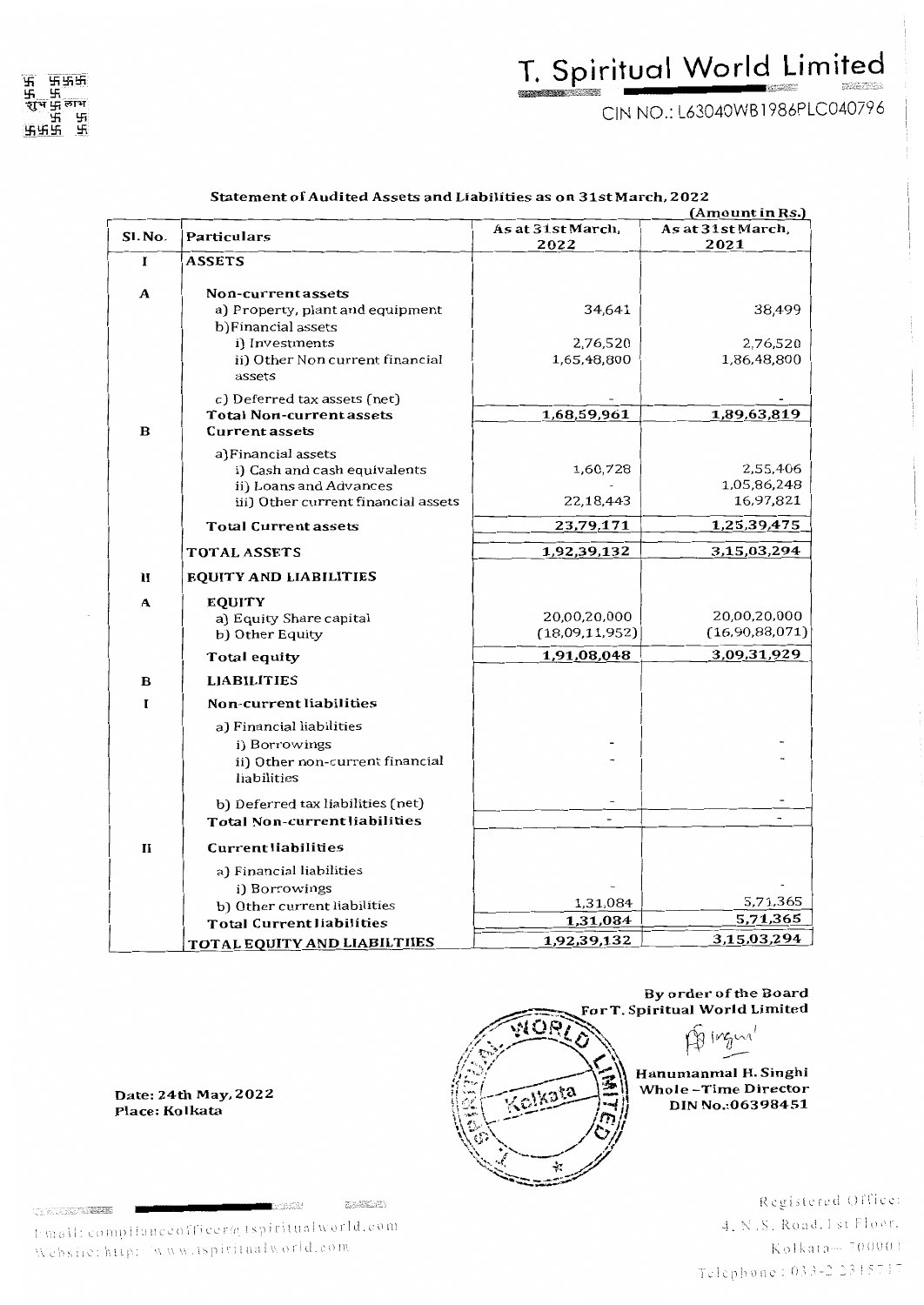# T. Spiritual World Limited

CIN NO.: L63040WB1986PLC040796

**Statement of Audited Assets and Liabilities as on 31st March, 2022**

(Amount in Rs.)

| Sl. No. | Particulars | As at 31st March, 2022 | As at 31st March, 2021 |
|---|---|---|---|
| I | **ASSETS** | | |
| A | **Non-current assets** | | |
| | a) Property, plant and equipment | 34,641 | 38,499 |
| | b) Financial assets | | |
| | i) Investments | 2,76,520 | 2,76,520 |
| | ii) Other Non current financial assets | 1,65,48,800 | 1,86,48,800 |
| | c) Deferred tax assets (net) | - | - |
| | **Total Non-current assets** | 1,68,59,961 | 1,89,63,819 |
| B | **Current assets** | | |
| | a) Financial assets | | |
| | i) Cash and cash equivalents | 1,60,728 | 2,55,406 |
| | ii) Loans and Advances | - | 1,05,86,248 |
| | iii) Other current financial assets | 22,18,443 | 16,97,821 |
| | **Total Current assets** | 23,79,171 | 1,25,39,475 |
| | **TOTAL ASSETS** | 1,92,39,132 | 3,15,03,294 |
| II | **EQUITY AND LIABILITIES** | | |
| A | **EQUITY** | | |
| | a) Equity Share capital | 20,00,20,000 | 20,00,20,000 |
| | b) Other Equity | (18,09,11,952) | (16,90,88,071) |
| | **Total equity** | 1,91,08,048 | 3,09,31,929 |
| B | **LIABILITIES** | | |
| I | **Non-current liabilities** | | |
| | a) Financial liabilities | | |
| | i) Borrowings | - | - |
| | ii) Other non-current financial liabilities | - | - |
| | b) Deferred tax liabilities (net) | - | - |
| | **Total Non-current liabilities** | - | - |
| II | **Current liabilities** | | |
| | a) Financial liabilities | | |
| | i) Borrowings | - | - |
| | b) Other current liabilities | 1,31,084 | 5,71,365 |
| | **Total Current liabilities** | 1,31,084 | 5,71,365 |
| | **TOTAL EQUITY AND LIABILTIIES** | 1,92,39,132 | 3,15,03,294 |

**By order of the Board**
**For T. Spiritual World Limited**

**Hanumanmal H. Singhi**
**Whole-Time Director**
**DIN No.:06398451**

**Date: 24th May, 2022**
**Place: Kolkata**

Email: complianceofficer@tspiritualworld.com
Website: http://www.tspiritualworld.com

Registered Office:
4, N.S. Road, 1st Floor,
Kolkata - 700001
Telephone: 033-2 2315717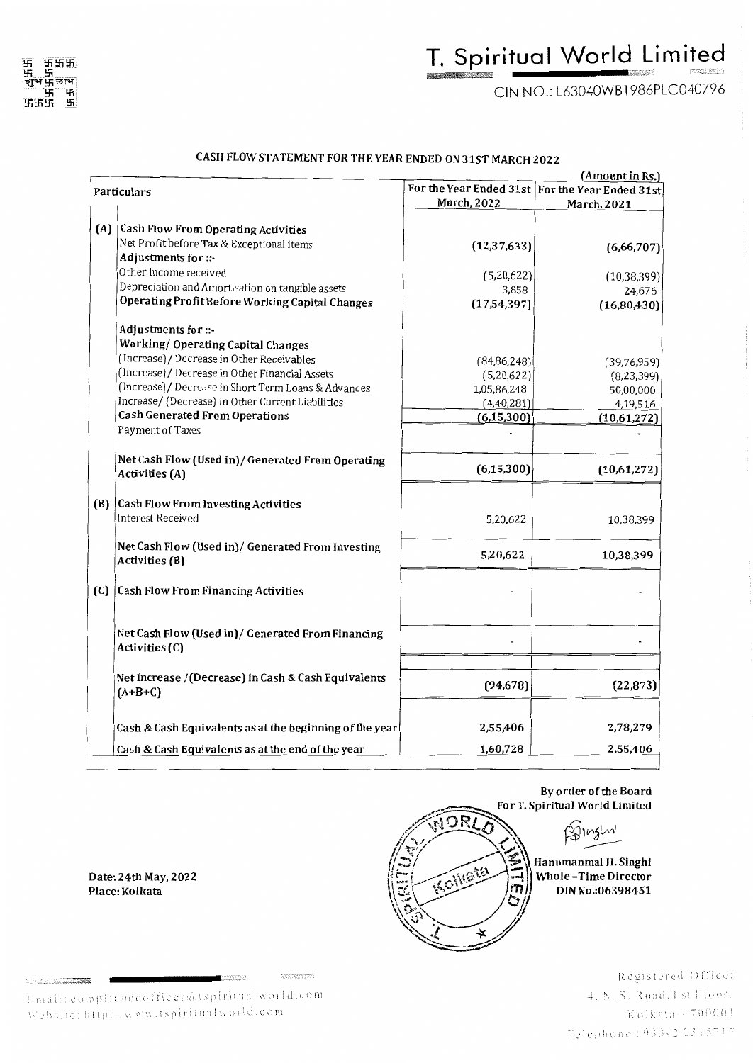# T. Spiritual World Limited

CIN NO.: L63040WB1986PLC040796

## CASH FLOW STATEMENT FOR THE YEAR ENDED ON 31ST MARCH 2022

(Amount in Rs.)

| | Particulars | For the Year Ended 31st March, 2022 | For the Year Ended 31st March, 2021 |
|---|---|---|---|
| (A) | **Cash Flow From Operating Activities** | | |
| | Net Profit before Tax & Exceptional items | (12,37,633) | (6,66,707) |
| | **Adjustments for ::-** | | |
| | Other Income received | (5,20,622) | (10,38,399) |
| | Depreciation and Amortisation on tangible assets | 3,858 | 24,676 |
| | **Operating Profit Before Working Capital Changes** | (17,54,397) | (16,80,430) |
| | **Adjustments for ::-** | | |
| | **Working/ Operating Capital Changes** | | |
| | (Increase)/ Decrease in Other Receivables | (84,86,248) | (39,76,959) |
| | (Increase)/ Decrease in Other Financial Assets | (5,20,622) | (8,23,399) |
| | (Increase)/ Decrease in Short Term Loans & Advances | 1,05,86,248 | 50,00,000 |
| | Increase/ (Decrease) in Other Current Liabilities | (4,40,281) | 4,19,516 |
| | **Cash Generated From Operations** | (6,15,300) | (10,61,272) |
| | Payment of Taxes | - | - |
| | **Net Cash Flow (Used in)/ Generated From Operating Activities (A)** | (6,15,300) | (10,61,272) |
| (B) | **Cash Flow From Investing Activities** | | |
| | Interest Received | 5,20,622 | 10,38,399 |
| | **Net Cash Flow (Used in)/ Generated From Investing Activities (B)** | 5,20,622 | 10,38,399 |
| (C) | **Cash Flow From Financing Activities** | - | - |
| | **Net Cash Flow (Used in)/ Generated From Financing Activities (C)** | - | - |
| | **Net Increase /(Decrease) in Cash & Cash Equivalents (A+B+C)** | (94,678) | (22,873) |
| | **Cash & Cash Equivalents as at the beginning of the year** | 2,55,406 | 2,78,279 |
| | **Cash & Cash Equivalents as at the end of the year** | 1,60,728 | 2,55,406 |

By order of the Board
For T. Spiritual World Limited

Hanumanmal H. Singhi
Whole-Time Director
DIN No.:06398451

Date: 24th May, 2022
Place: Kolkata

Email: complianceofficer@tspiritualworld.com
Website: http://www.tspiritualworld.com

Registered Office:
4, N.S. Road, 1st Floor,
Kolkata - 700001
Telephone: 033-22315717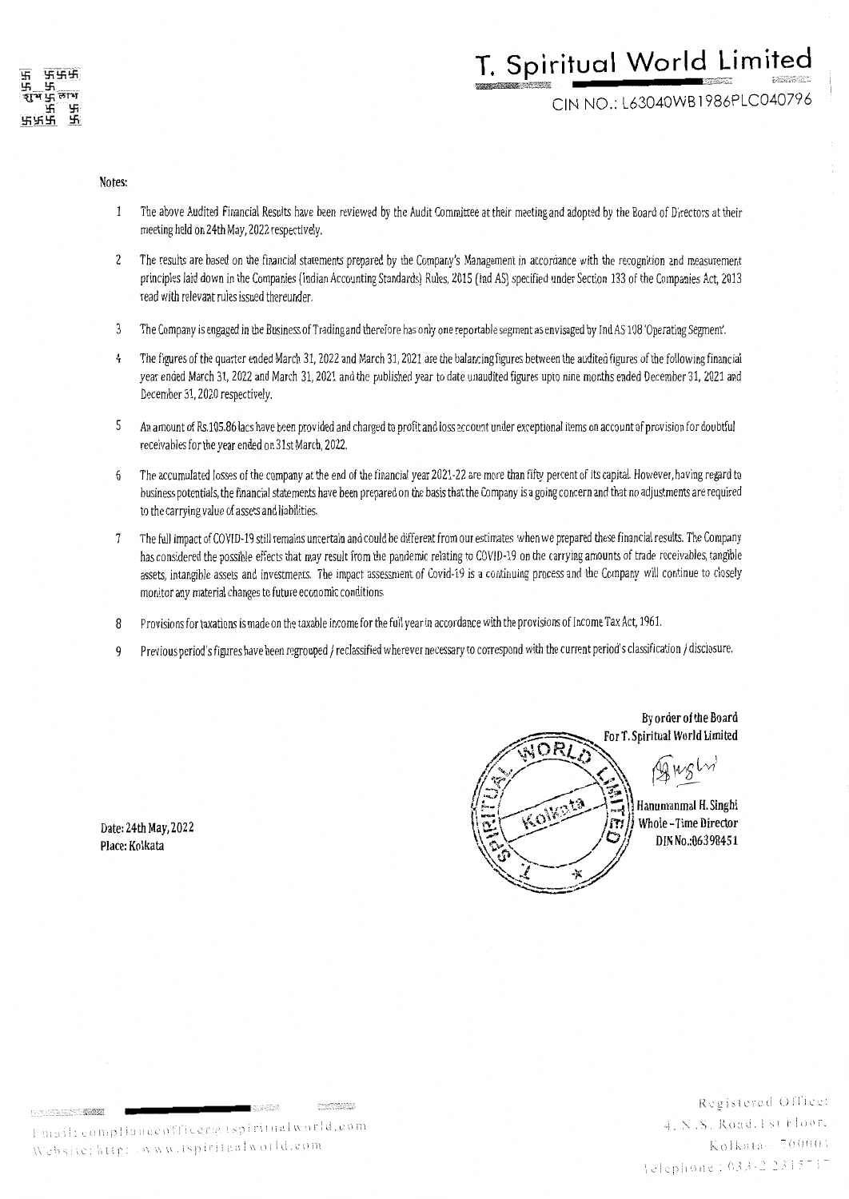# T. Spiritual World Limited

CIN NO.: L63040WB1986PLC040796

**Notes:**

1. The above Audited Financial Results have been reviewed by the Audit Committee at their meeting and adopted by the Board of Directors at their meeting held on 24th May, 2022 respectively.
2. The results are based on the financial statements prepared by the Company's Management in accordance with the recognition and measurement principles laid down in the Companies (Indian Accounting Standards) Rules, 2015 (Ind AS) specified under Section 133 of the Companies Act, 2013 read with relevant rules issued thereunder.
3. The Company is engaged in the Business of Trading and therefore has only one reportable segment as envisaged by Ind AS 108 'Operating Segment'.
4. The figures of the quarter ended March 31, 2022 and March 31, 2021 are the balancing figures between the audited figures of the following financial year ended March 31, 2022 and March 31, 2021 and the published year to date unaudited figures upto nine months ended December 31, 2021 and December 31, 2020 respectively.
5. An amount of Rs.105.86 lacs have been provided and charged to profit and loss account under exceptional items on account of provision for doubtful receivables for the year ended on 31st March, 2022.
6. The accumulated losses of the company at the end of the financial year 2021-22 are more than fifty percent of its capital. However, having regard to business potentials, the financial statements have been prepared on the basis that the Company is a going concern and that no adjustments are required to the carrying value of assets and liabilities.
7. The full impact of COVID-19 still remains uncertain and could be different from our estimates when we prepared these financial results. The Company has considered the possible effects that may result from the pandemic relating to COVID-19 on the carrying amounts of trade receivables, tangible assets, intangible assets and investments. The impact assessment of Covid-19 is a continuing process and the Company will continue to closely monitor any material changes to future economic conditions.
8. Provisions for taxations is made on the taxable income for the full year in accordance with the provisions of Income Tax Act, 1961.
9. Previous period's figures have been regrouped / reclassified wherever necessary to correspond with the current period's classification / disclosure.

By order of the Board
For T. Spiritual World Limited

Hanumanmal H. Singhi
Whole-Time Director
DIN No.:06398451

Date: 24th May, 2022
Place: Kolkata

Email: complianceofficer@tspiritualworld.com
Website: http://www.tspiritualworld.com

Registered Office:
4, N.S. Road, 1st Floor,
Kolkata - 700001
Telephone: 033-2 2315717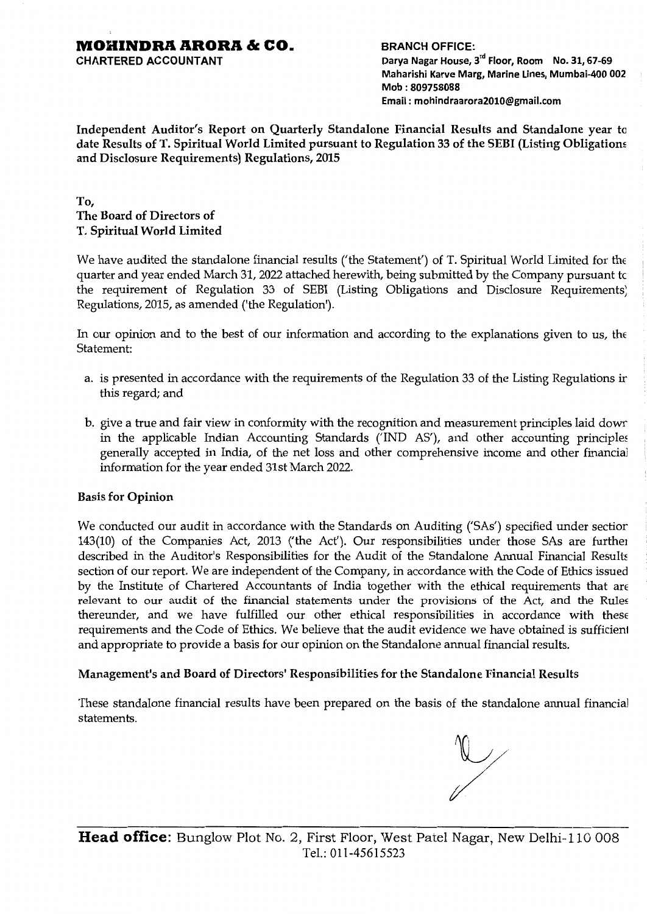# MOHINDRA ARORA & CO.

**CHARTERED ACCOUNTANT**

**BRANCH OFFICE:**
Darya Nagar House, 3rd Floor, Room No. 31, 67-69
Maharishi Karve Marg, Marine Lines, Mumbai-400 002
Mob : 809758088
Email : mohindraarora2010@gmail.com

**Independent Auditor's Report on Quarterly Standalone Financial Results and Standalone year to date Results of T. Spiritual World Limited pursuant to Regulation 33 of the SEBI (Listing Obligations and Disclosure Requirements) Regulations, 2015**

**To,**
**The Board of Directors of**
**T. Spiritual World Limited**

We have audited the standalone financial results ('the Statement') of T. Spiritual World Limited for the quarter and year ended March 31, 2022 attached herewith, being submitted by the Company pursuant to the requirement of Regulation 33 of SEBI (Listing Obligations and Disclosure Requirements) Regulations, 2015, as amended ('the Regulation').

In our opinion and to the best of our information and according to the explanations given to us, the Statement:

a. is presented in accordance with the requirements of the Regulation 33 of the Listing Regulations in this regard; and

b. give a true and fair view in conformity with the recognition and measurement principles laid down in the applicable Indian Accounting Standards ('IND AS'), and other accounting principles generally accepted in India, of the net loss and other comprehensive income and other financial information for the year ended 31st March 2022.

**Basis for Opinion**

We conducted our audit in accordance with the Standards on Auditing ('SAs') specified under section 143(10) of the Companies Act, 2013 ('the Act'). Our responsibilities under those SAs are further described in the Auditor's Responsibilities for the Audit of the Standalone Annual Financial Results section of our report. We are independent of the Company, in accordance with the Code of Ethics issued by the Institute of Chartered Accountants of India together with the ethical requirements that are relevant to our audit of the financial statements under the provisions of the Act, and the Rules thereunder, and we have fulfilled our other ethical responsibilities in accordance with these requirements and the Code of Ethics. We believe that the audit evidence we have obtained is sufficient and appropriate to provide a basis for our opinion on the Standalone annual financial results.

**Management's and Board of Directors' Responsibilities for the Standalone Financial Results**

These standalone financial results have been prepared on the basis of the standalone annual financial statements.

**Head office:** Bunglow Plot No. 2, First Floor, West Patel Nagar, New Delhi-110 008
Tel.: 011-45615523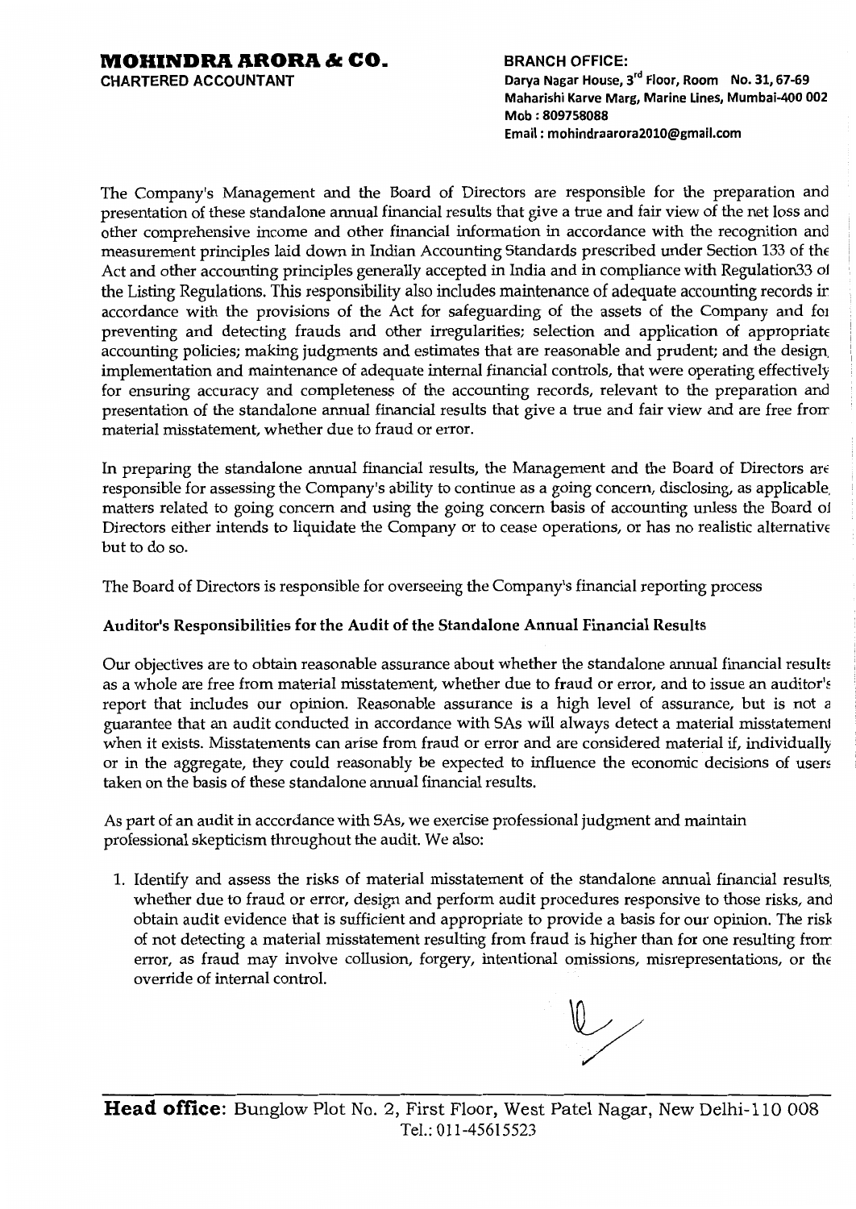The Company's Management and the Board of Directors are responsible for the preparation and presentation of these standalone annual financial results that give a true and fair view of the net loss and other comprehensive income and other financial information in accordance with the recognition and measurement principles laid down in Indian Accounting Standards prescribed under Section 133 of the Act and other accounting principles generally accepted in India and in compliance with Regulation33 of the Listing Regulations. This responsibility also includes maintenance of adequate accounting records in accordance with the provisions of the Act for safeguarding of the assets of the Company and for preventing and detecting frauds and other irregularities; selection and application of appropriate accounting policies; making judgments and estimates that are reasonable and prudent; and the design, implementation and maintenance of adequate internal financial controls, that were operating effectively for ensuring accuracy and completeness of the accounting records, relevant to the preparation and presentation of the standalone annual financial results that give a true and fair view and are free from material misstatement, whether due to fraud or error.

In preparing the standalone annual financial results, the Management and the Board of Directors are responsible for assessing the Company's ability to continue as a going concern, disclosing, as applicable, matters related to going concern and using the going concern basis of accounting unless the Board of Directors either intends to liquidate the Company or to cease operations, or has no realistic alternative but to do so.

The Board of Directors is responsible for overseeing the Company's financial reporting process

**Auditor's Responsibilities for the Audit of the Standalone Annual Financial Results**

Our objectives are to obtain reasonable assurance about whether the standalone annual financial results as a whole are free from material misstatement, whether due to fraud or error, and to issue an auditor's report that includes our opinion. Reasonable assurance is a high level of assurance, but is not a guarantee that an audit conducted in accordance with SAs will always detect a material misstatement when it exists. Misstatements can arise from fraud or error and are considered material if, individually or in the aggregate, they could reasonably be expected to influence the economic decisions of users taken on the basis of these standalone annual financial results.

As part of an audit in accordance with SAs, we exercise professional judgment and maintain professional skepticism throughout the audit. We also:

1. Identify and assess the risks of material misstatement of the standalone annual financial results, whether due to fraud or error, design and perform audit procedures responsive to those risks, and obtain audit evidence that is sufficient and appropriate to provide a basis for our opinion. The risk of not detecting a material misstatement resulting from fraud is higher than for one resulting from error, as fraud may involve collusion, forgery, intentional omissions, misrepresentations, or the override of internal control.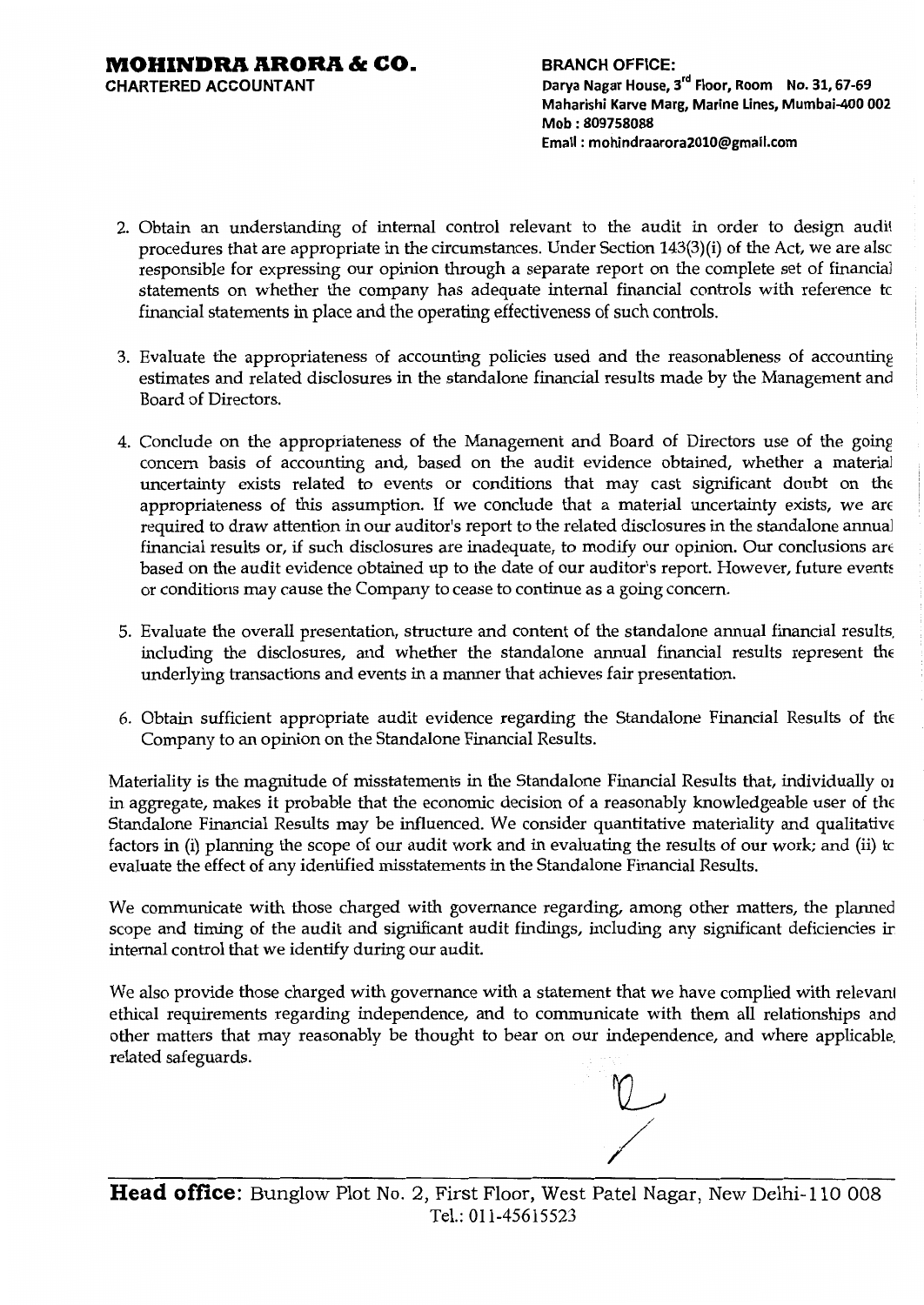2. Obtain an understanding of internal control relevant to the audit in order to design audit procedures that are appropriate in the circumstances. Under Section 143(3)(i) of the Act, we are also responsible for expressing our opinion through a separate report on the complete set of financial statements on whether the company has adequate internal financial controls with reference to financial statements in place and the operating effectiveness of such controls.

3. Evaluate the appropriateness of accounting policies used and the reasonableness of accounting estimates and related disclosures in the standalone financial results made by the Management and Board of Directors.

4. Conclude on the appropriateness of the Management and Board of Directors use of the going concern basis of accounting and, based on the audit evidence obtained, whether a material uncertainty exists related to events or conditions that may cast significant doubt on the appropriateness of this assumption. If we conclude that a material uncertainty exists, we are required to draw attention in our auditor's report to the related disclosures in the standalone annual financial results or, if such disclosures are inadequate, to modify our opinion. Our conclusions are based on the audit evidence obtained up to the date of our auditor's report. However, future events or conditions may cause the Company to cease to continue as a going concern.

5. Evaluate the overall presentation, structure and content of the standalone annual financial results, including the disclosures, and whether the standalone annual financial results represent the underlying transactions and events in a manner that achieves fair presentation.

6. Obtain sufficient appropriate audit evidence regarding the Standalone Financial Results of the Company to an opinion on the Standalone Financial Results.

Materiality is the magnitude of misstatements in the Standalone Financial Results that, individually or in aggregate, makes it probable that the economic decision of a reasonably knowledgeable user of the Standalone Financial Results may be influenced. We consider quantitative materiality and qualitative factors in (i) planning the scope of our audit work and in evaluating the results of our work; and (ii) to evaluate the effect of any identified misstatements in the Standalone Financial Results.

We communicate with those charged with governance regarding, among other matters, the planned scope and timing of the audit and significant audit findings, including any significant deficiencies in internal control that we identify during our audit.

We also provide those charged with governance with a statement that we have complied with relevant ethical requirements regarding independence, and to communicate with them all relationships and other matters that may reasonably be thought to bear on our independence, and where applicable, related safeguards.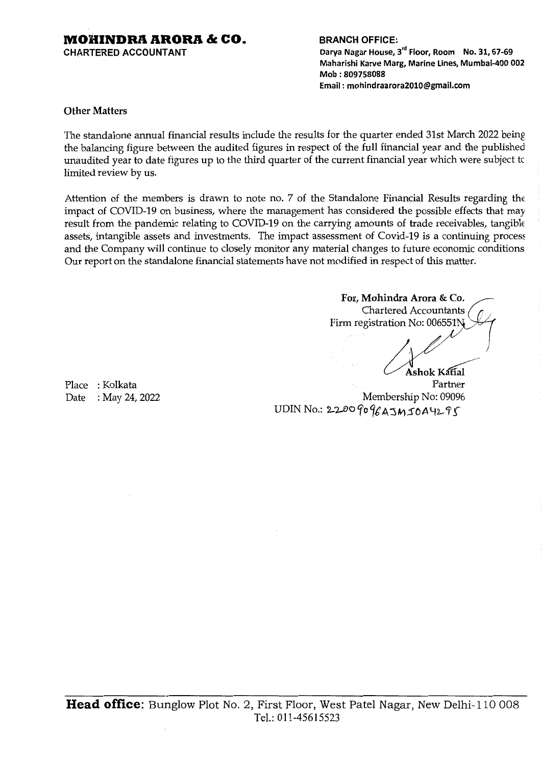**MOHINDRA ARORA & CO.**
**CHARTERED ACCOUNTANT**

**BRANCH OFFICE:**
Darya Nagar House, 3rd Floor, Room No. 31, 67-69
Maharishi Karve Marg, Marine Lines, Mumbai-400 002
Mob : 809758088
Email : mohindraarora2010@gmail.com

**Other Matters**

The standalone annual financial results include the results for the quarter ended 31st March 2022 being the balancing figure between the audited figures in respect of the full financial year and the published unaudited year to date figures up to the third quarter of the current financial year which were subject to limited review by us.

Attention of the members is drawn to note no. 7 of the Standalone Financial Results regarding the impact of COVID-19 on business, where the management has considered the possible effects that may result from the pandemic relating to COVID-19 on the carrying amounts of trade receivables, tangible assets, intangible assets and investments. The impact assessment of Covid-19 is a continuing process and the Company will continue to closely monitor any material changes to future economic conditions. Our report on the standalone financial statements have not modified in respect of this matter.

**For, Mohindra Arora & Co.**
Chartered Accountants
Firm registration No: 006551N

**Ashok Katial**
Partner
Membership No: 09096
UDIN No.: 22009096AJMJOA4295

Place : Kolkata
Date : May 24, 2022

**Head office**: Bunglow Plot No. 2, First Floor, West Patel Nagar, New Delhi-110 008
Tel.: 011-45615523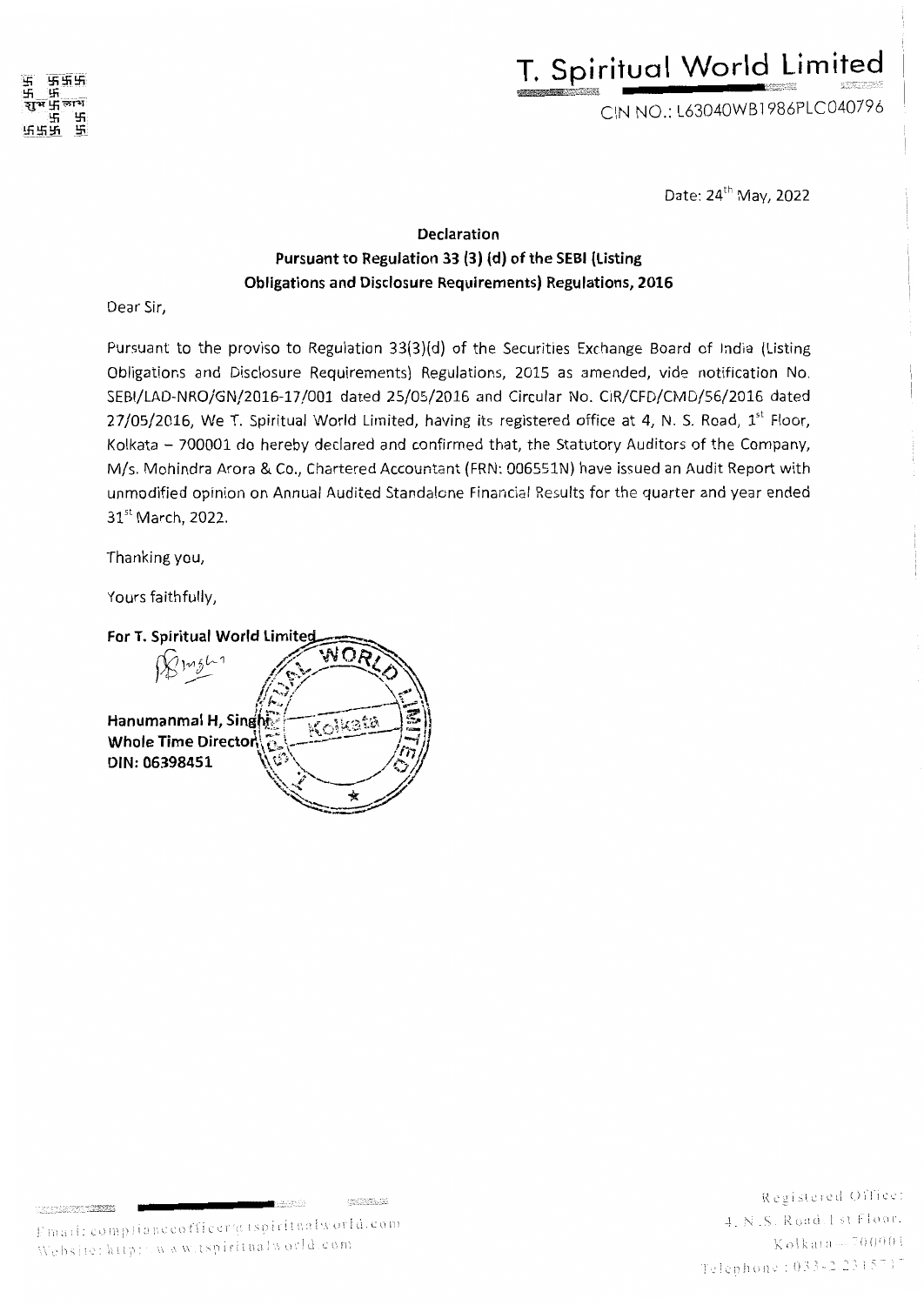# T. Spiritual World Limited

CIN NO.: L63040WB1986PLC040796

Date: 24th May, 2022

**Declaration**

**Pursuant to Regulation 33 (3) (d) of the SEBI (Listing Obligations and Disclosure Requirements) Regulations, 2016**

Dear Sir,

Pursuant to the proviso to Regulation 33(3)(d) of the Securities Exchange Board of India (Listing Obligations and Disclosure Requirements) Regulations, 2015 as amended, vide notification No. SEBI/LAD-NRO/GN/2016-17/001 dated 25/05/2016 and Circular No. CIR/CFD/CMD/56/2016 dated 27/05/2016, We T. Spiritual World Limited, having its registered office at 4, N. S. Road, 1st Floor, Kolkata – 700001 do hereby declared and confirmed that, the Statutory Auditors of the Company, M/s. Mohindra Arora & Co., Chartered Accountant (FRN: 006551N) have issued an Audit Report with unmodified opinion on Annual Audited Standalone Financial Results for the quarter and year ended 31st March, 2022.

Thanking you,

Yours faithfully,

**For T. Spiritual World Limited**

**Hanumanmal H, Singhi**
**Whole Time Director**
**DIN: 06398451**

Email: complianceofficer@tspiritualworld.com
Website: http://www.tspiritualworld.com

Registered Office:
4, N.S. Road 1st Floor,
Kolkata – 700001
Telephone: 033-2 2315737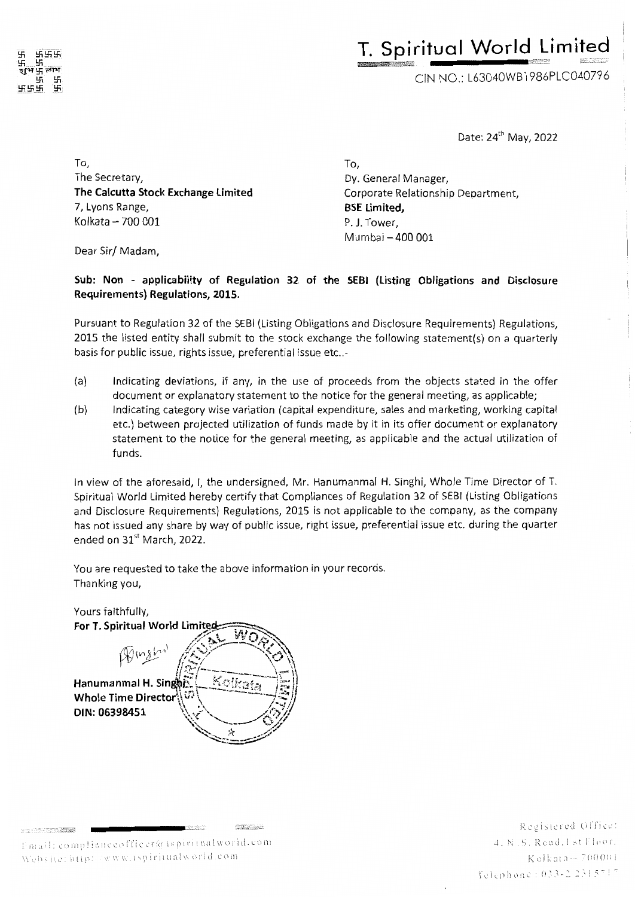# T. Spiritual World Limited

CIN NO.: L63040WB1986PLC040796

Date: 24th May, 2022

To,
The Secretary,
**The Calcutta Stock Exchange Limited**
7, Lyons Range,
Kolkata – 700 001

To,
Dy. General Manager,
Corporate Relationship Department,
**BSE Limited,**
P. J. Tower,
Mumbai – 400 001

Dear Sir/ Madam,

**Sub: Non - applicability of Regulation 32 of the SEBI (Listing Obligations and Disclosure Requirements) Regulations, 2015.**

Pursuant to Regulation 32 of the SEBI (Listing Obligations and Disclosure Requirements) Regulations, 2015 the listed entity shall submit to the stock exchange the following statement(s) on a quarterly basis for public issue, rights issue, preferential issue etc..-

(a) Indicating deviations, if any, in the use of proceeds from the objects stated in the offer document or explanatory statement to the notice for the general meeting, as applicable;

(b) Indicating category wise variation (capital expenditure, sales and marketing, working capital etc.) between projected utilization of funds made by it in its offer document or explanatory statement to the notice for the general meeting, as applicable and the actual utilization of funds.

In view of the aforesaid, I, the undersigned, Mr. Hanumanmal H. Singhi, Whole Time Director of T. Spiritual World Limited hereby certify that Compliances of Regulation 32 of SEBI (Listing Obligations and Disclosure Requirements) Regulations, 2015 is not applicable to the company, as the company has not issued any share by way of public issue, right issue, preferential issue etc. during the quarter ended on 31st March, 2022.

You are requested to take the above information in your records.
Thanking you,

Yours faithfully,
**For T. Spiritual World Limited**

**Hanumanmal H. Singhi**
**Whole Time Director**
**DIN: 06398451**

Email: complianceofficer@tspiritualworld.com
Website: http://www.tspiritualworld.com

Registered Office:
4, N.S. Road, 1st Floor,
Kolkata – 700001
Telephone : 033-2 2315717